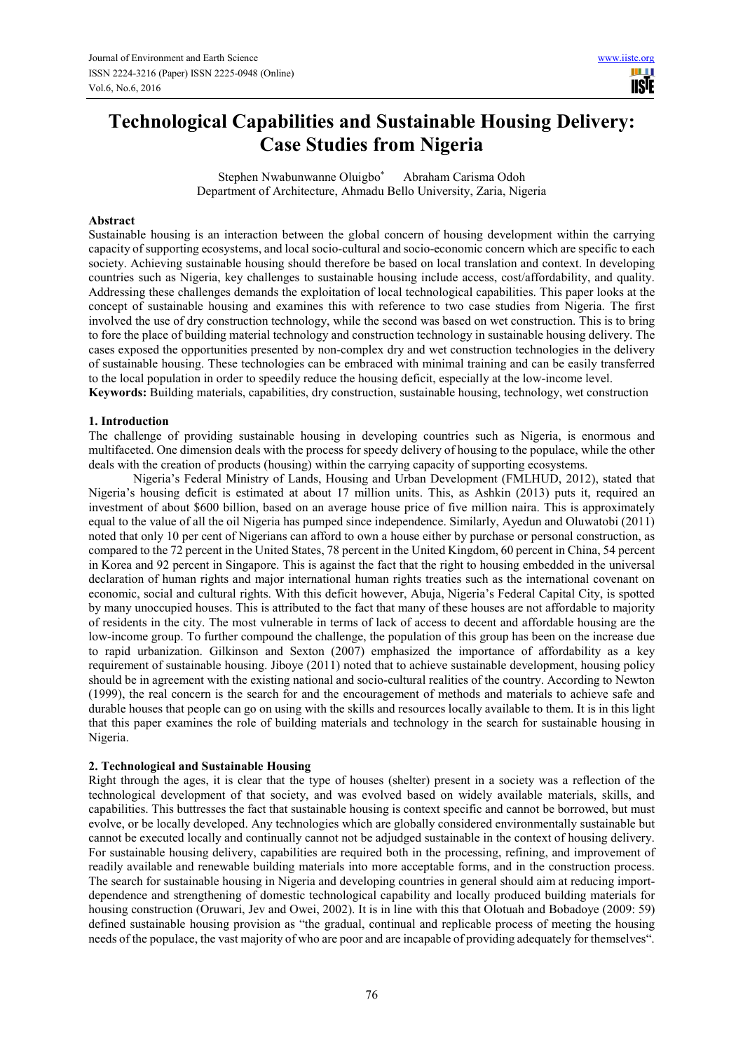# Technological Capabilities and Sustainable Housing Delivery: Case Studies from Nigeria

Stephen Nwabunwanne Oluigbo* Abraham Carisma Odoh
Department of Architecture, Ahmadu Bello University, Zaria, Nigeria

## Abstract

Sustainable housing is an interaction between the global concern of housing development within the carrying capacity of supporting ecosystems, and local socio-cultural and socio-economic concern which are specific to each society. Achieving sustainable housing should therefore be based on local translation and context. In developing countries such as Nigeria, key challenges to sustainable housing include access, cost/affordability, and quality. Addressing these challenges demands the exploitation of local technological capabilities. This paper looks at the concept of sustainable housing and examines this with reference to two case studies from Nigeria. The first involved the use of dry construction technology, while the second was based on wet construction. This is to bring to fore the place of building material technology and construction technology in sustainable housing delivery. The cases exposed the opportunities presented by non-complex dry and wet construction technologies in the delivery of sustainable housing. These technologies can be embraced with minimal training and can be easily transferred to the local population in order to speedily reduce the housing deficit, especially at the low-income level.

**Keywords:** Building materials, capabilities, dry construction, sustainable housing, technology, wet construction

## 1. Introduction

The challenge of providing sustainable housing in developing countries such as Nigeria, is enormous and multifaceted. One dimension deals with the process for speedy delivery of housing to the populace, while the other deals with the creation of products (housing) within the carrying capacity of supporting ecosystems.

Nigeria's Federal Ministry of Lands, Housing and Urban Development (FMLHUD, 2012), stated that Nigeria's housing deficit is estimated at about 17 million units. This, as Ashkin (2013) puts it, required an investment of about \$600 billion, based on an average house price of five million naira. This is approximately equal to the value of all the oil Nigeria has pumped since independence. Similarly, Ayedun and Oluwatobi (2011) noted that only 10 per cent of Nigerians can afford to own a house either by purchase or personal construction, as compared to the 72 percent in the United States, 78 percent in the United Kingdom, 60 percent in China, 54 percent in Korea and 92 percent in Singapore. This is against the fact that the right to housing embedded in the universal declaration of human rights and major international human rights treaties such as the international covenant on economic, social and cultural rights. With this deficit however, Abuja, Nigeria's Federal Capital City, is spotted by many unoccupied houses. This is attributed to the fact that many of these houses are not affordable to majority of residents in the city. The most vulnerable in terms of lack of access to decent and affordable housing are the low-income group. To further compound the challenge, the population of this group has been on the increase due to rapid urbanization. Gilkinson and Sexton (2007) emphasized the importance of affordability as a key requirement of sustainable housing. Jiboye (2011) noted that to achieve sustainable development, housing policy should be in agreement with the existing national and socio-cultural realities of the country. According to Newton (1999), the real concern is the search for and the encouragement of methods and materials to achieve safe and durable houses that people can go on using with the skills and resources locally available to them. It is in this light that this paper examines the role of building materials and technology in the search for sustainable housing in Nigeria.

## 2. Technological and Sustainable Housing

Right through the ages, it is clear that the type of houses (shelter) present in a society was a reflection of the technological development of that society, and was evolved based on widely available materials, skills, and capabilities. This buttresses the fact that sustainable housing is context specific and cannot be borrowed, but must evolve, or be locally developed. Any technologies which are globally considered environmentally sustainable but cannot be executed locally and continually cannot not be adjudged sustainable in the context of housing delivery. For sustainable housing delivery, capabilities are required both in the processing, refining, and improvement of readily available and renewable building materials into more acceptable forms, and in the construction process. The search for sustainable housing in Nigeria and developing countries in general should aim at reducing import-dependence and strengthening of domestic technological capability and locally produced building materials for housing construction (Oruwari, Jev and Owei, 2002). It is in line with this that Olotuah and Bobadoye (2009: 59) defined sustainable housing provision as "the gradual, continual and replicable process of meeting the housing needs of the populace, the vast majority of who are poor and are incapable of providing adequately for themselves".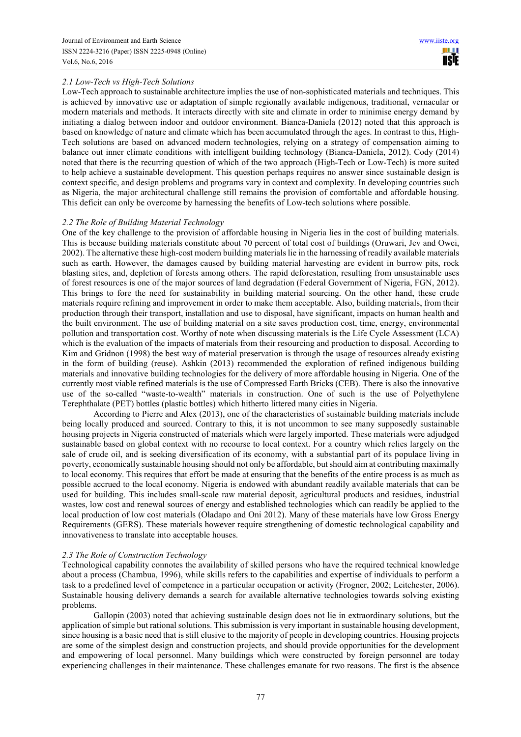### *2.1 Low-Tech vs High-Tech Solutions*

Low-Tech approach to sustainable architecture implies the use of non-sophisticated materials and techniques. This is achieved by innovative use or adaptation of simple regionally available indigenous, traditional, vernacular or modern materials and methods. It interacts directly with site and climate in order to minimise energy demand by initiating a dialog between indoor and outdoor environment. Bianca-Daniela (2012) noted that this approach is based on knowledge of nature and climate which has been accumulated through the ages. In contrast to this, High-Tech solutions are based on advanced modern technologies, relying on a strategy of compensation aiming to balance out inner climate conditions with intelligent building technology (Bianca-Daniela, 2012). Cody (2014) noted that there is the recurring question of which of the two approach (High-Tech or Low-Tech) is more suited to help achieve a sustainable development. This question perhaps requires no answer since sustainable design is context specific, and design problems and programs vary in context and complexity. In developing countries such as Nigeria, the major architectural challenge still remains the provision of comfortable and affordable housing. This deficit can only be overcome by harnessing the benefits of Low-tech solutions where possible.

### *2.2 The Role of Building Material Technology*

One of the key challenge to the provision of affordable housing in Nigeria lies in the cost of building materials. This is because building materials constitute about 70 percent of total cost of buildings (Oruwari, Jev and Owei, 2002). The alternative these high-cost modern building materials lie in the harnessing of readily available materials such as earth. However, the damages caused by building material harvesting are evident in burrow pits, rock blasting sites, and, depletion of forests among others. The rapid deforestation, resulting from unsustainable uses of forest resources is one of the major sources of land degradation (Federal Government of Nigeria, FGN, 2012). This brings to fore the need for sustainability in building material sourcing. On the other hand, these crude materials require refining and improvement in order to make them acceptable. Also, building materials, from their production through their transport, installation and use to disposal, have significant, impacts on human health and the built environment. The use of building material on a site saves production cost, time, energy, environmental pollution and transportation cost. Worthy of note when discussing materials is the Life Cycle Assessment (LCA) which is the evaluation of the impacts of materials from their resourcing and production to disposal. According to Kim and Gridnon (1998) the best way of material preservation is through the usage of resources already existing in the form of building (reuse). Ashkin (2013) recommended the exploration of refined indigenous building materials and innovative building technologies for the delivery of more affordable housing in Nigeria. One of the currently most viable refined materials is the use of Compressed Earth Bricks (CEB). There is also the innovative use of the so-called "waste-to-wealth" materials in construction. One of such is the use of Polyethylene Terephthalate (PET) bottles (plastic bottles) which hitherto littered many cities in Nigeria.

According to Pierre and Alex (2013), one of the characteristics of sustainable building materials include being locally produced and sourced. Contrary to this, it is not uncommon to see many supposedly sustainable housing projects in Nigeria constructed of materials which were largely imported. These materials were adjudged sustainable based on global context with no recourse to local context. For a country which relies largely on the sale of crude oil, and is seeking diversification of its economy, with a substantial part of its populace living in poverty, economically sustainable housing should not only be affordable, but should aim at contributing maximally to local economy. This requires that effort be made at ensuring that the benefits of the entire process is as much as possible accrued to the local economy. Nigeria is endowed with abundant readily available materials that can be used for building. This includes small-scale raw material deposit, agricultural products and residues, industrial wastes, low cost and renewal sources of energy and established technologies which can readily be applied to the local production of low cost materials (Oladapo and Oni 2012). Many of these materials have low Gross Energy Requirements (GERS). These materials however require strengthening of domestic technological capability and innovativeness to translate into acceptable houses.

### *2.3 The Role of Construction Technology*

Technological capability connotes the availability of skilled persons who have the required technical knowledge about a process (Chambua, 1996), while skills refers to the capabilities and expertise of individuals to perform a task to a predefined level of competence in a particular occupation or activity (Frogner, 2002; Leitchester, 2006). Sustainable housing delivery demands a search for available alternative technologies towards solving existing problems.

Gallopin (2003) noted that achieving sustainable design does not lie in extraordinary solutions, but the application of simple but rational solutions. This submission is very important in sustainable housing development, since housing is a basic need that is still elusive to the majority of people in developing countries. Housing projects are some of the simplest design and construction projects, and should provide opportunities for the development and empowering of local personnel. Many buildings which were constructed by foreign personnel are today experiencing challenges in their maintenance. These challenges emanate for two reasons. The first is the absence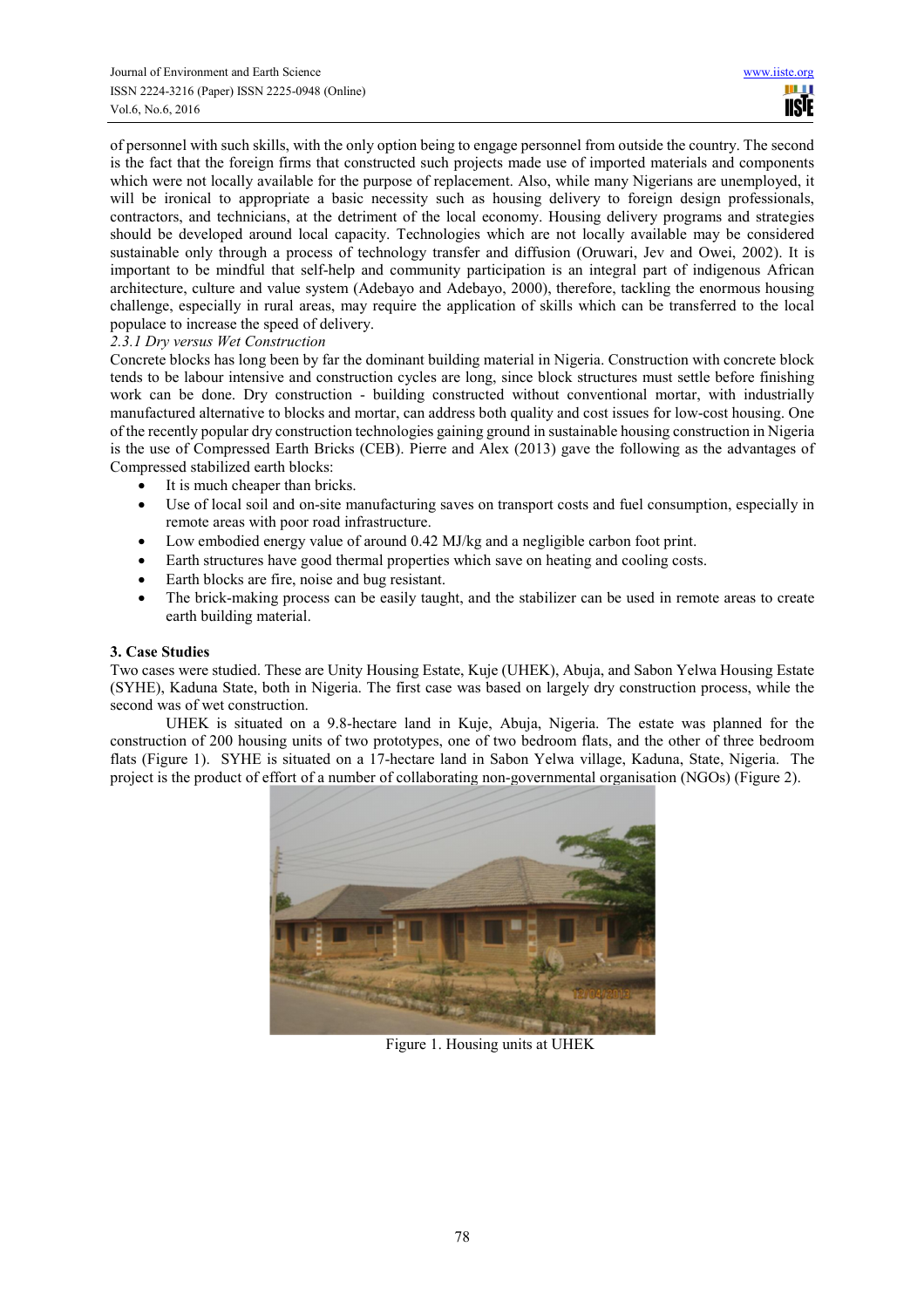of personnel with such skills, with the only option being to engage personnel from outside the country. The second is the fact that the foreign firms that constructed such projects made use of imported materials and components which were not locally available for the purpose of replacement. Also, while many Nigerians are unemployed, it will be ironical to appropriate a basic necessity such as housing delivery to foreign design professionals, contractors, and technicians, at the detriment of the local economy. Housing delivery programs and strategies should be developed around local capacity. Technologies which are not locally available may be considered sustainable only through a process of technology transfer and diffusion (Oruwari, Jev and Owei, 2002). It is important to be mindful that self-help and community participation is an integral part of indigenous African architecture, culture and value system (Adebayo and Adebayo, 2000), therefore, tackling the enormous housing challenge, especially in rural areas, may require the application of skills which can be transferred to the local populace to increase the speed of delivery.

*2.3.1 Dry versus Wet Construction*

Concrete blocks has long been by far the dominant building material in Nigeria. Construction with concrete block tends to be labour intensive and construction cycles are long, since block structures must settle before finishing work can be done. Dry construction - building constructed without conventional mortar, with industrially manufactured alternative to blocks and mortar, can address both quality and cost issues for low-cost housing. One of the recently popular dry construction technologies gaining ground in sustainable housing construction in Nigeria is the use of Compressed Earth Bricks (CEB). Pierre and Alex (2013) gave the following as the advantages of Compressed stabilized earth blocks:

- It is much cheaper than bricks.
- Use of local soil and on-site manufacturing saves on transport costs and fuel consumption, especially in remote areas with poor road infrastructure.
- Low embodied energy value of around 0.42 MJ/kg and a negligible carbon foot print.
- Earth structures have good thermal properties which save on heating and cooling costs.
- Earth blocks are fire, noise and bug resistant.
- The brick-making process can be easily taught, and the stabilizer can be used in remote areas to create earth building material.

## 3. Case Studies

Two cases were studied. These are Unity Housing Estate, Kuje (UHEK), Abuja, and Sabon Yelwa Housing Estate (SYHE), Kaduna State, both in Nigeria. The first case was based on largely dry construction process, while the second was of wet construction.

UHEK is situated on a 9.8-hectare land in Kuje, Abuja, Nigeria. The estate was planned for the construction of 200 housing units of two prototypes, one of two bedroom flats, and the other of three bedroom flats (Figure 1). SYHE is situated on a 17-hectare land in Sabon Yelwa village, Kaduna, State, Nigeria. The project is the product of effort of a number of collaborating non-governmental organisation (NGOs) (Figure 2).

Figure 1. Housing units at UHEK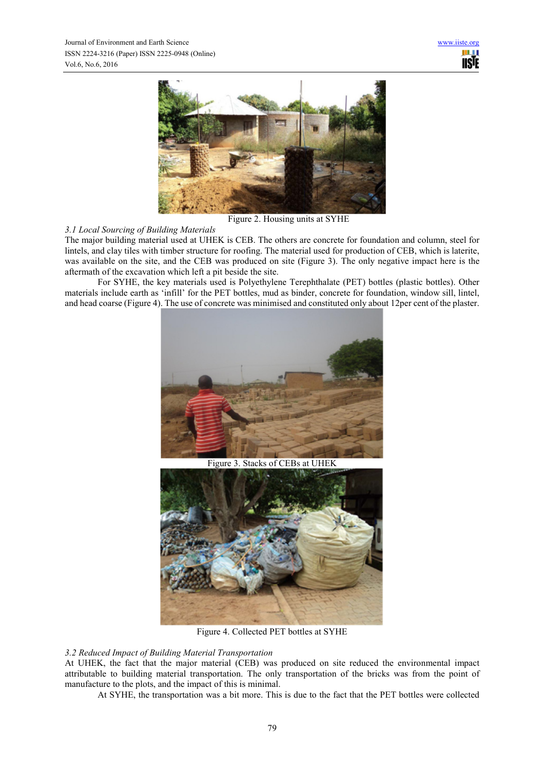Figure 2. Housing units at SYHE

### *3.1 Local Sourcing of Building Materials*

The major building material used at UHEK is CEB. The others are concrete for foundation and column, steel for lintels, and clay tiles with timber structure for roofing. The material used for production of CEB, which is laterite, was available on the site, and the CEB was produced on site (Figure 3). The only negative impact here is the aftermath of the excavation which left a pit beside the site.

For SYHE, the key materials used is Polyethylene Terephthalate (PET) bottles (plastic bottles). Other materials include earth as 'infill' for the PET bottles, mud as binder, concrete for foundation, window sill, lintel, and head coarse (Figure 4). The use of concrete was minimised and constituted only about 12per cent of the plaster.

Figure 3. Stacks of CEBs at UHEK

Figure 4. Collected PET bottles at SYHE

### *3.2 Reduced Impact of Building Material Transportation*

At UHEK, the fact that the major material (CEB) was produced on site reduced the environmental impact attributable to building material transportation. The only transportation of the bricks was from the point of manufacture to the plots, and the impact of this is minimal.

At SYHE, the transportation was a bit more. This is due to the fact that the PET bottles were collected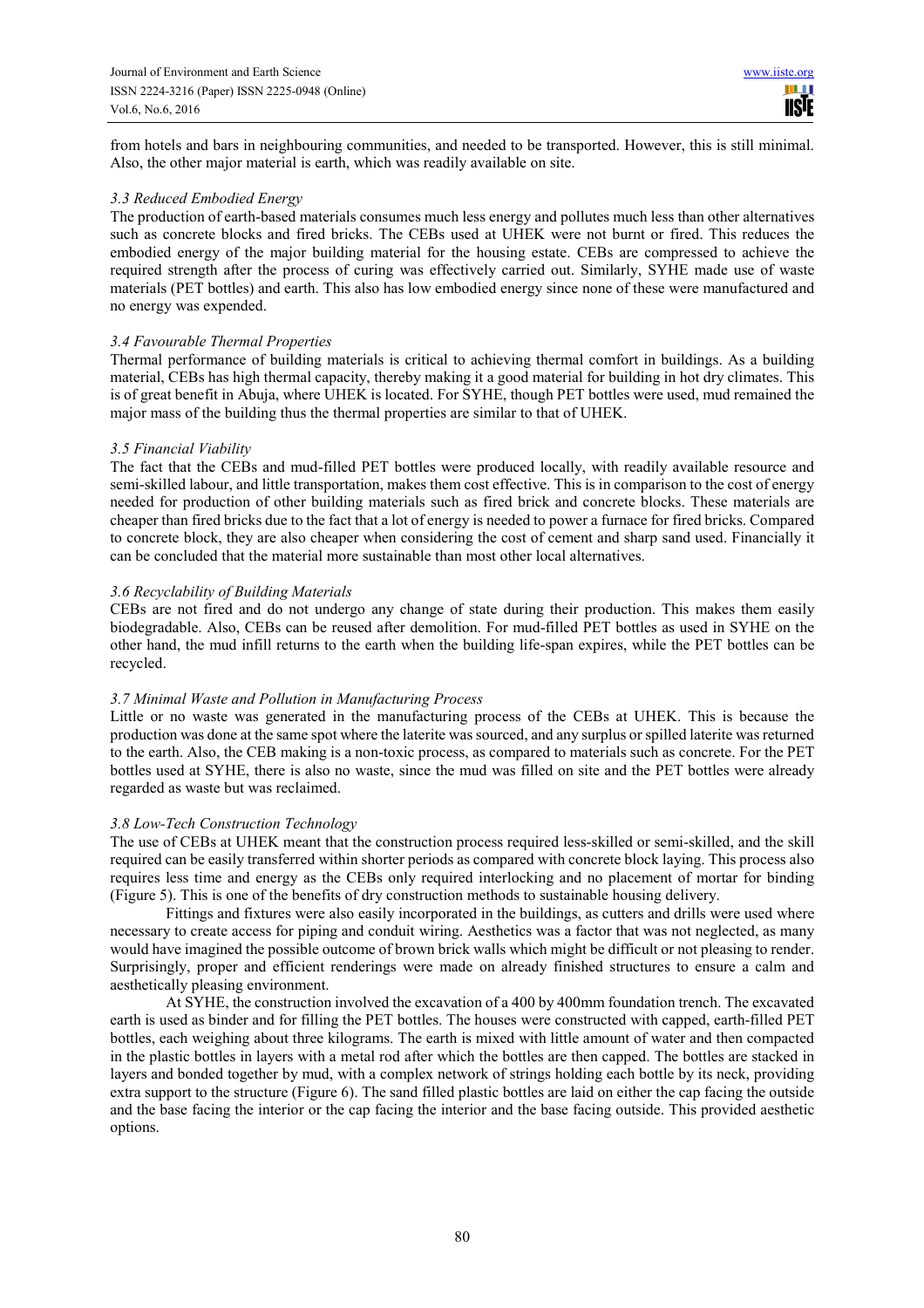from hotels and bars in neighbouring communities, and needed to be transported. However, this is still minimal. Also, the other major material is earth, which was readily available on site.

### *3.3 Reduced Embodied Energy*

The production of earth-based materials consumes much less energy and pollutes much less than other alternatives such as concrete blocks and fired bricks. The CEBs used at UHEK were not burnt or fired. This reduces the embodied energy of the major building material for the housing estate. CEBs are compressed to achieve the required strength after the process of curing was effectively carried out. Similarly, SYHE made use of waste materials (PET bottles) and earth. This also has low embodied energy since none of these were manufactured and no energy was expended.

### *3.4 Favourable Thermal Properties*

Thermal performance of building materials is critical to achieving thermal comfort in buildings. As a building material, CEBs has high thermal capacity, thereby making it a good material for building in hot dry climates. This is of great benefit in Abuja, where UHEK is located. For SYHE, though PET bottles were used, mud remained the major mass of the building thus the thermal properties are similar to that of UHEK.

### *3.5 Financial Viability*

The fact that the CEBs and mud-filled PET bottles were produced locally, with readily available resource and semi-skilled labour, and little transportation, makes them cost effective. This is in comparison to the cost of energy needed for production of other building materials such as fired brick and concrete blocks. These materials are cheaper than fired bricks due to the fact that a lot of energy is needed to power a furnace for fired bricks. Compared to concrete block, they are also cheaper when considering the cost of cement and sharp sand used. Financially it can be concluded that the material more sustainable than most other local alternatives.

### *3.6 Recyclability of Building Materials*

CEBs are not fired and do not undergo any change of state during their production. This makes them easily biodegradable. Also, CEBs can be reused after demolition. For mud-filled PET bottles as used in SYHE on the other hand, the mud infill returns to the earth when the building life-span expires, while the PET bottles can be recycled.

### *3.7 Minimal Waste and Pollution in Manufacturing Process*

Little or no waste was generated in the manufacturing process of the CEBs at UHEK. This is because the production was done at the same spot where the laterite was sourced, and any surplus or spilled laterite was returned to the earth. Also, the CEB making is a non-toxic process, as compared to materials such as concrete. For the PET bottles used at SYHE, there is also no waste, since the mud was filled on site and the PET bottles were already regarded as waste but was reclaimed.

### *3.8 Low-Tech Construction Technology*

The use of CEBs at UHEK meant that the construction process required less-skilled or semi-skilled, and the skill required can be easily transferred within shorter periods as compared with concrete block laying. This process also requires less time and energy as the CEBs only required interlocking and no placement of mortar for binding (Figure 5). This is one of the benefits of dry construction methods to sustainable housing delivery.

Fittings and fixtures were also easily incorporated in the buildings, as cutters and drills were used where necessary to create access for piping and conduit wiring. Aesthetics was a factor that was not neglected, as many would have imagined the possible outcome of brown brick walls which might be difficult or not pleasing to render. Surprisingly, proper and efficient renderings were made on already finished structures to ensure a calm and aesthetically pleasing environment.

At SYHE, the construction involved the excavation of a 400 by 400mm foundation trench. The excavated earth is used as binder and for filling the PET bottles. The houses were constructed with capped, earth-filled PET bottles, each weighing about three kilograms. The earth is mixed with little amount of water and then compacted in the plastic bottles in layers with a metal rod after which the bottles are then capped. The bottles are stacked in layers and bonded together by mud, with a complex network of strings holding each bottle by its neck, providing extra support to the structure (Figure 6). The sand filled plastic bottles are laid on either the cap facing the outside and the base facing the interior or the cap facing the interior and the base facing outside. This provided aesthetic options.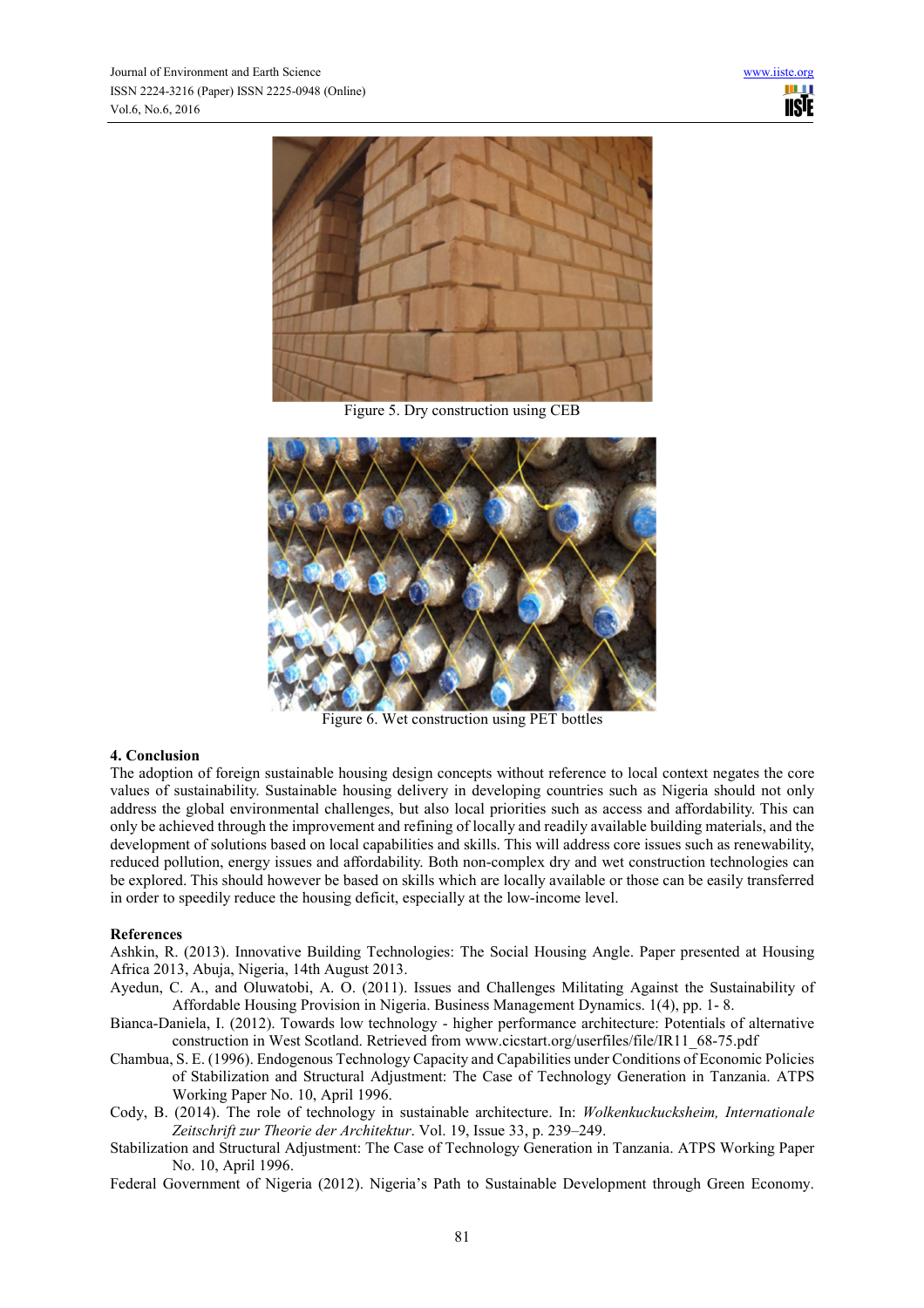Figure 5. Dry construction using CEB

Figure 6. Wet construction using PET bottles

## 4. Conclusion

The adoption of foreign sustainable housing design concepts without reference to local context negates the core values of sustainability. Sustainable housing delivery in developing countries such as Nigeria should not only address the global environmental challenges, but also local priorities such as access and affordability. This can only be achieved through the improvement and refining of locally and readily available building materials, and the development of solutions based on local capabilities and skills. This will address core issues such as renewability, reduced pollution, energy issues and affordability. Both non-complex dry and wet construction technologies can be explored. This should however be based on skills which are locally available or those can be easily transferred in order to speedily reduce the housing deficit, especially at the low-income level.

## References

Ashkin, R. (2013). Innovative Building Technologies: The Social Housing Angle. Paper presented at Housing Africa 2013, Abuja, Nigeria, 14th August 2013.

Ayedun, C. A., and Oluwatobi, A. O. (2011). Issues and Challenges Militating Against the Sustainability of Affordable Housing Provision in Nigeria. Business Management Dynamics. 1(4), pp. 1- 8.

Bianca-Daniela, I. (2012). Towards low technology - higher performance architecture: Potentials of alternative construction in West Scotland. Retrieved from www.cicstart.org/userfiles/file/IR11_68-75.pdf

Chambua, S. E. (1996). Endogenous Technology Capacity and Capabilities under Conditions of Economic Policies of Stabilization and Structural Adjustment: The Case of Technology Generation in Tanzania. ATPS Working Paper No. 10, April 1996.

Cody, B. (2014). The role of technology in sustainable architecture. In: *Wolkenkuckucksheim, Internationale Zeitschrift zur Theorie der Architektur*. Vol. 19, Issue 33, p. 239–249.

Stabilization and Structural Adjustment: The Case of Technology Generation in Tanzania. ATPS Working Paper No. 10, April 1996.

Federal Government of Nigeria (2012). Nigeria's Path to Sustainable Development through Green Economy.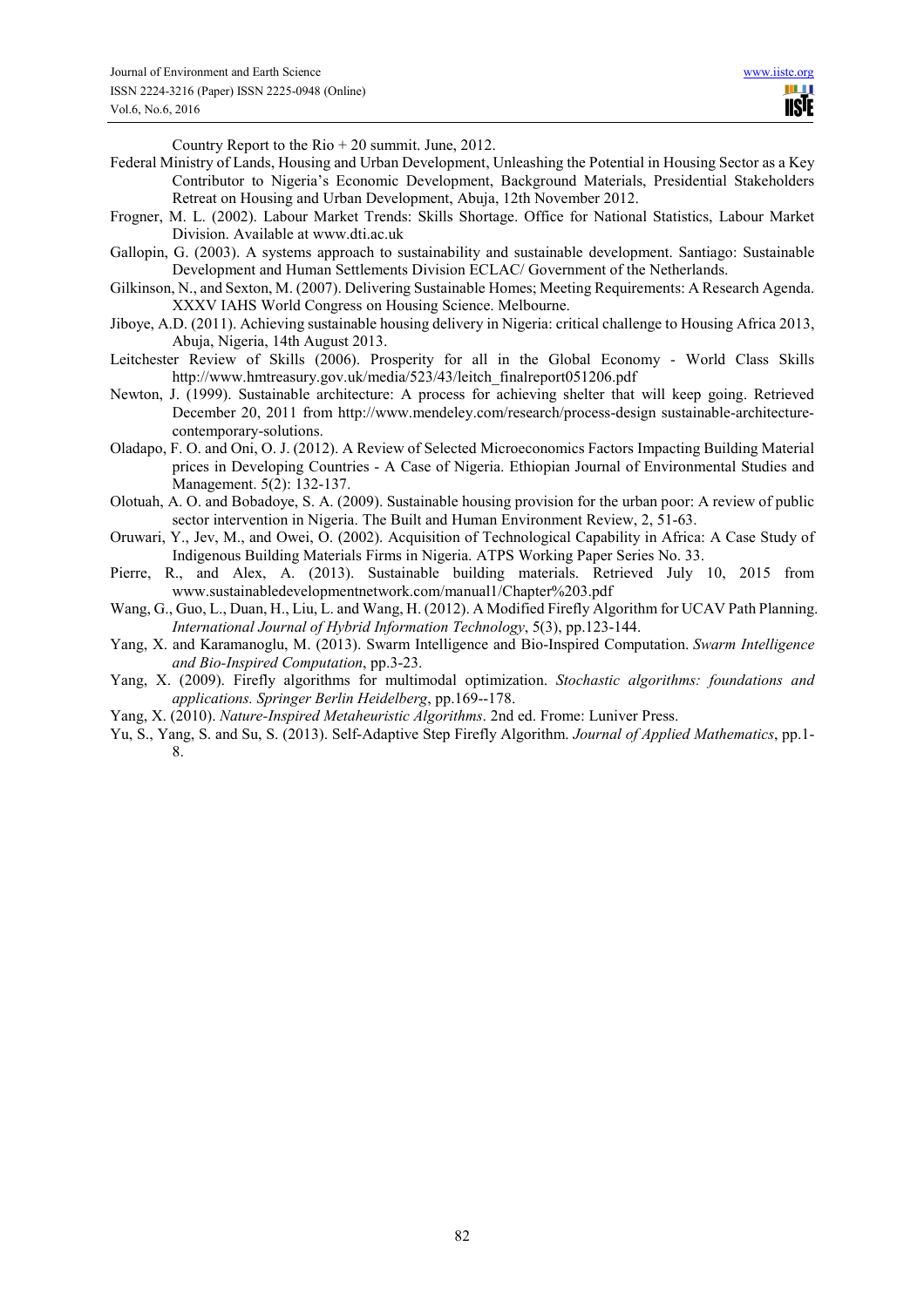Country Report to the Rio + 20 summit. June, 2012.

Federal Ministry of Lands, Housing and Urban Development, Unleashing the Potential in Housing Sector as a Key Contributor to Nigeria's Economic Development, Background Materials, Presidential Stakeholders Retreat on Housing and Urban Development, Abuja, 12th November 2012.

Frogner, M. L. (2002). Labour Market Trends: Skills Shortage. Office for National Statistics, Labour Market Division. Available at www.dti.ac.uk

Gallopin, G. (2003). A systems approach to sustainability and sustainable development. Santiago: Sustainable Development and Human Settlements Division ECLAC/ Government of the Netherlands.

Gilkinson, N., and Sexton, M. (2007). Delivering Sustainable Homes; Meeting Requirements: A Research Agenda. XXXV IAHS World Congress on Housing Science. Melbourne.

Jiboye, A.D. (2011). Achieving sustainable housing delivery in Nigeria: critical challenge to Housing Africa 2013, Abuja, Nigeria, 14th August 2013.

Leitchester Review of Skills (2006). Prosperity for all in the Global Economy - World Class Skills http://www.hmtreasury.gov.uk/media/523/43/leitch_finalreport051206.pdf

Newton, J. (1999). Sustainable architecture: A process for achieving shelter that will keep going. Retrieved December 20, 2011 from http://www.mendeley.com/research/process-design sustainable-architecture-contemporary-solutions.

Oladapo, F. O. and Oni, O. J. (2012). A Review of Selected Microeconomics Factors Impacting Building Material prices in Developing Countries - A Case of Nigeria. Ethiopian Journal of Environmental Studies and Management. 5(2): 132-137.

Olotuah, A. O. and Bobadoye, S. A. (2009). Sustainable housing provision for the urban poor: A review of public sector intervention in Nigeria. The Built and Human Environment Review, 2, 51-63.

Oruwari, Y., Jev, M., and Owei, O. (2002). Acquisition of Technological Capability in Africa: A Case Study of Indigenous Building Materials Firms in Nigeria. ATPS Working Paper Series No. 33.

Pierre, R., and Alex, A. (2013). Sustainable building materials. Retrieved July 10, 2015 from www.sustainabledevelopmentnetwork.com/manual1/Chapter%203.pdf

Wang, G., Guo, L., Duan, H., Liu, L. and Wang, H. (2012). A Modified Firefly Algorithm for UCAV Path Planning. *International Journal of Hybrid Information Technology*, 5(3), pp.123-144.

Yang, X. and Karamanoglu, M. (2013). Swarm Intelligence and Bio-Inspired Computation. *Swarm Intelligence and Bio-Inspired Computation*, pp.3-23.

Yang, X. (2009). Firefly algorithms for multimodal optimization. *Stochastic algorithms: foundations and applications. Springer Berlin Heidelberg*, pp.169--178.

Yang, X. (2010). *Nature-Inspired Metaheuristic Algorithms*. 2nd ed. Frome: Luniver Press.

Yu, S., Yang, S. and Su, S. (2013). Self-Adaptive Step Firefly Algorithm. *Journal of Applied Mathematics*, pp.1-8.